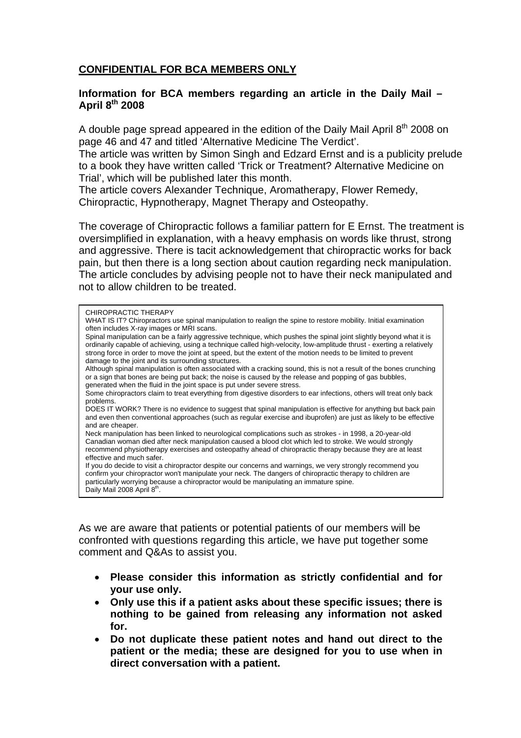**CONFIDENTIAL FOR BCA MEMBERS ONLY**

**Information for BCA members regarding an article in the Daily Mail – April 8th 2008**

A double page spread appeared in the edition of the Daily Mail April 8th 2008 on page 46 and 47 and titled 'Alternative Medicine The Verdict'.
The article was written by Simon Singh and Edzard Ernst and is a publicity prelude to a book they have written called 'Trick or Treatment? Alternative Medicine on Trial', which will be published later this month.
The article covers Alexander Technique, Aromatherapy, Flower Remedy, Chiropractic, Hypnotherapy, Magnet Therapy and Osteopathy.

The coverage of Chiropractic follows a familiar pattern for E Ernst. The treatment is oversimplified in explanation, with a heavy emphasis on words like thrust, strong and aggressive. There is tacit acknowledgement that chiropractic works for back pain, but then there is a long section about caution regarding neck manipulation. The article concludes by advising people not to have their neck manipulated and not to allow children to be treated.

> CHIROPRACTIC THERAPY
> WHAT IS IT? Chiropractors use spinal manipulation to realign the spine to restore mobility. Initial examination often includes X-ray images or MRI scans.
> Spinal manipulation can be a fairly aggressive technique, which pushes the spinal joint slightly beyond what it is ordinarily capable of achieving, using a technique called high-velocity, low-amplitude thrust - exerting a relatively strong force in order to move the joint at speed, but the extent of the motion needs to be limited to prevent damage to the joint and its surrounding structures.
> Although spinal manipulation is often associated with a cracking sound, this is not a result of the bones crunching or a sign that bones are being put back; the noise is caused by the release and popping of gas bubbles, generated when the fluid in the joint space is put under severe stress.
> Some chiropractors claim to treat everything from digestive disorders to ear infections, others will treat only back problems.
> DOES IT WORK? There is no evidence to suggest that spinal manipulation is effective for anything but back pain and even then conventional approaches (such as regular exercise and ibuprofen) are just as likely to be effective and are cheaper.
> Neck manipulation has been linked to neurological complications such as strokes - in 1998, a 20-year-old Canadian woman died after neck manipulation caused a blood clot which led to stroke. We would strongly recommend physiotherapy exercises and osteopathy ahead of chiropractic therapy because they are at least effective and much safer.
> If you do decide to visit a chiropractor despite our concerns and warnings, we very strongly recommend you confirm your chiropractor won't manipulate your neck. The dangers of chiropractic therapy to children are particularly worrying because a chiropractor would be manipulating an immature spine.
> Daily Mail 2008 April 8th.

As we are aware that patients or potential patients of our members will be confronted with questions regarding this article, we have put together some comment and Q&As to assist you.

- **Please consider this information as strictly confidential and for your use only.**
- **Only use this if a patient asks about these specific issues; there is nothing to be gained from releasing any information not asked for.**
- **Do not duplicate these patient notes and hand out direct to the patient or the media; these are designed for you to use when in direct conversation with a patient.**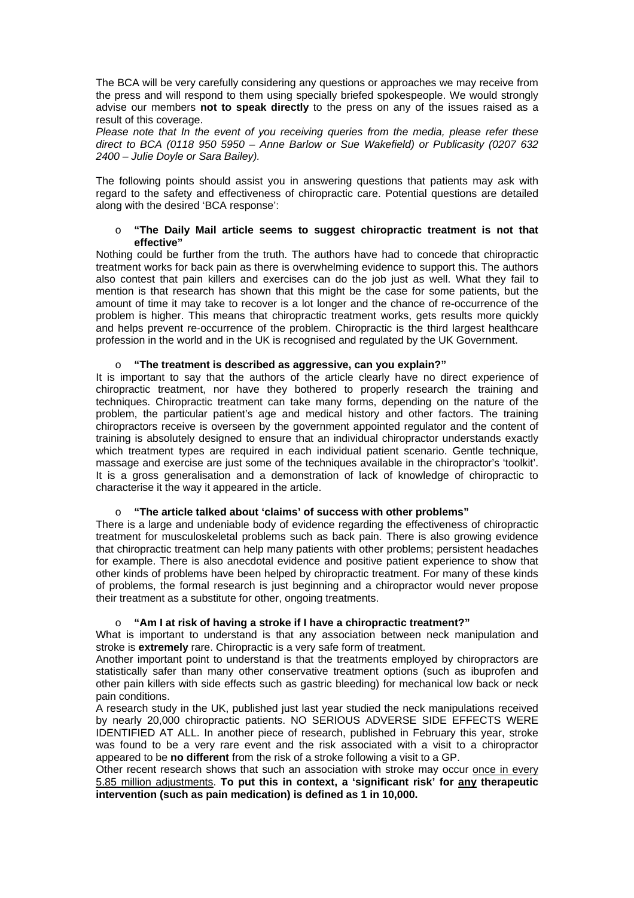The BCA will be very carefully considering any questions or approaches we may receive from the press and will respond to them using specially briefed spokespeople. We would strongly advise our members **not to speak directly** to the press on any of the issues raised as a result of this coverage.

*Please note that In the event of you receiving queries from the media, please refer these direct to BCA (0118 950 5950 – Anne Barlow or Sue Wakefield) or Publicasity (0207 632 2400 – Julie Doyle or Sara Bailey).*

The following points should assist you in answering questions that patients may ask with regard to the safety and effectiveness of chiropractic care. Potential questions are detailed along with the desired 'BCA response':

- **"The Daily Mail article seems to suggest chiropractic treatment is not that effective"**

Nothing could be further from the truth. The authors have had to concede that chiropractic treatment works for back pain as there is overwhelming evidence to support this. The authors also contest that pain killers and exercises can do the job just as well. What they fail to mention is that research has shown that this might be the case for some patients, but the amount of time it may take to recover is a lot longer and the chance of re-occurrence of the problem is higher. This means that chiropractic treatment works, gets results more quickly and helps prevent re-occurrence of the problem. Chiropractic is the third largest healthcare profession in the world and in the UK is recognised and regulated by the UK Government.

- **"The treatment is described as aggressive, can you explain?"**

It is important to say that the authors of the article clearly have no direct experience of chiropractic treatment, nor have they bothered to properly research the training and techniques. Chiropractic treatment can take many forms, depending on the nature of the problem, the particular patient's age and medical history and other factors. The training chiropractors receive is overseen by the government appointed regulator and the content of training is absolutely designed to ensure that an individual chiropractor understands exactly which treatment types are required in each individual patient scenario. Gentle technique, massage and exercise are just some of the techniques available in the chiropractor's 'toolkit'. It is a gross generalisation and a demonstration of lack of knowledge of chiropractic to characterise it the way it appeared in the article.

- **"The article talked about 'claims' of success with other problems"**

There is a large and undeniable body of evidence regarding the effectiveness of chiropractic treatment for musculoskeletal problems such as back pain. There is also growing evidence that chiropractic treatment can help many patients with other problems; persistent headaches for example. There is also anecdotal evidence and positive patient experience to show that other kinds of problems have been helped by chiropractic treatment. For many of these kinds of problems, the formal research is just beginning and a chiropractor would never propose their treatment as a substitute for other, ongoing treatments.

- **"Am I at risk of having a stroke if I have a chiropractic treatment?"**

What is important to understand is that any association between neck manipulation and stroke is **extremely** rare. Chiropractic is a very safe form of treatment.

Another important point to understand is that the treatments employed by chiropractors are statistically safer than many other conservative treatment options (such as ibuprofen and other pain killers with side effects such as gastric bleeding) for mechanical low back or neck pain conditions.

A research study in the UK, published just last year studied the neck manipulations received by nearly 20,000 chiropractic patients. NO SERIOUS ADVERSE SIDE EFFECTS WERE IDENTIFIED AT ALL. In another piece of research, published in February this year, stroke was found to be a very rare event and the risk associated with a visit to a chiropractor appeared to be **no different** from the risk of a stroke following a visit to a GP.

Other recent research shows that such an association with stroke may occur once in every 5.85 million adjustments. **To put this in context, a 'significant risk' for any therapeutic intervention (such as pain medication) is defined as 1 in 10,000.**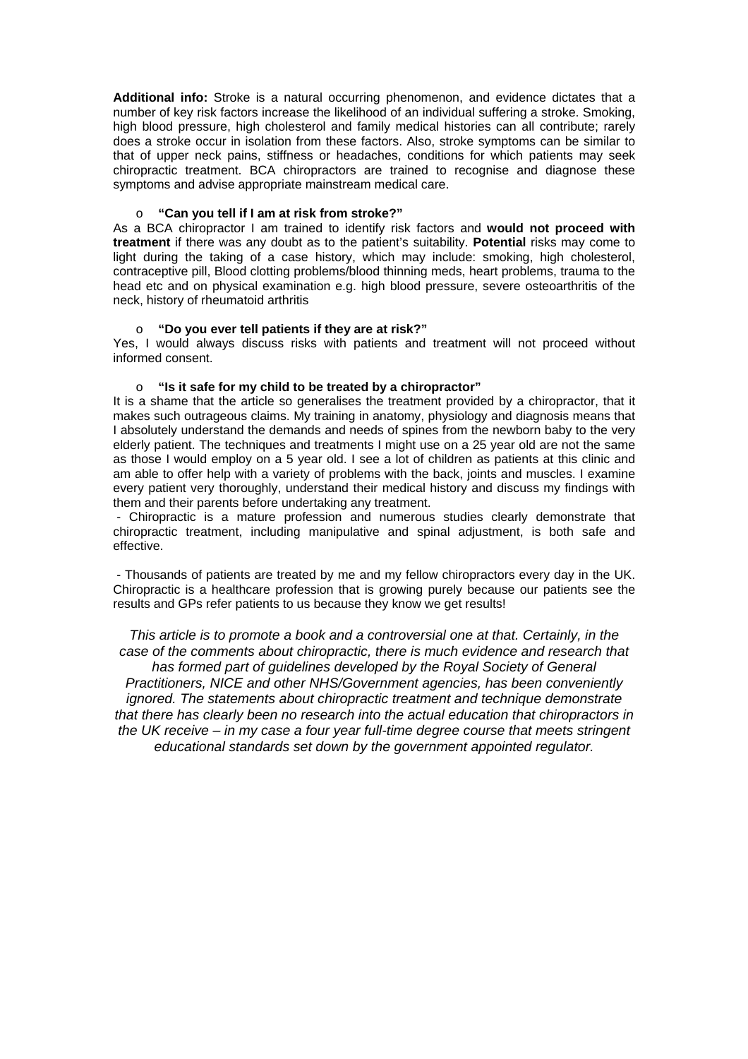**Additional info:** Stroke is a natural occurring phenomenon, and evidence dictates that a number of key risk factors increase the likelihood of an individual suffering a stroke. Smoking, high blood pressure, high cholesterol and family medical histories can all contribute; rarely does a stroke occur in isolation from these factors. Also, stroke symptoms can be similar to that of upper neck pains, stiffness or headaches, conditions for which patients may seek chiropractic treatment. BCA chiropractors are trained to recognise and diagnose these symptoms and advise appropriate mainstream medical care.

- **"Can you tell if I am at risk from stroke?"**

As a BCA chiropractor I am trained to identify risk factors and **would not proceed with treatment** if there was any doubt as to the patient's suitability. **Potential** risks may come to light during the taking of a case history, which may include: smoking, high cholesterol, contraceptive pill, Blood clotting problems/blood thinning meds, heart problems, trauma to the head etc and on physical examination e.g. high blood pressure, severe osteoarthritis of the neck, history of rheumatoid arthritis

- **"Do you ever tell patients if they are at risk?"**

Yes, I would always discuss risks with patients and treatment will not proceed without informed consent.

- **"Is it safe for my child to be treated by a chiropractor"**

It is a shame that the article so generalises the treatment provided by a chiropractor, that it makes such outrageous claims. My training in anatomy, physiology and diagnosis means that I absolutely understand the demands and needs of spines from the newborn baby to the very elderly patient. The techniques and treatments I might use on a 25 year old are not the same as those I would employ on a 5 year old. I see a lot of children as patients at this clinic and am able to offer help with a variety of problems with the back, joints and muscles. I examine every patient very thoroughly, understand their medical history and discuss my findings with them and their parents before undertaking any treatment.

- Chiropractic is a mature profession and numerous studies clearly demonstrate that chiropractic treatment, including manipulative and spinal adjustment, is both safe and effective.

- Thousands of patients are treated by me and my fellow chiropractors every day in the UK. Chiropractic is a healthcare profession that is growing purely because our patients see the results and GPs refer patients to us because they know we get results!

*This article is to promote a book and a controversial one at that. Certainly, in the case of the comments about chiropractic, there is much evidence and research that has formed part of guidelines developed by the Royal Society of General Practitioners, NICE and other NHS/Government agencies, has been conveniently ignored. The statements about chiropractic treatment and technique demonstrate that there has clearly been no research into the actual education that chiropractors in the UK receive – in my case a four year full-time degree course that meets stringent educational standards set down by the government appointed regulator.*